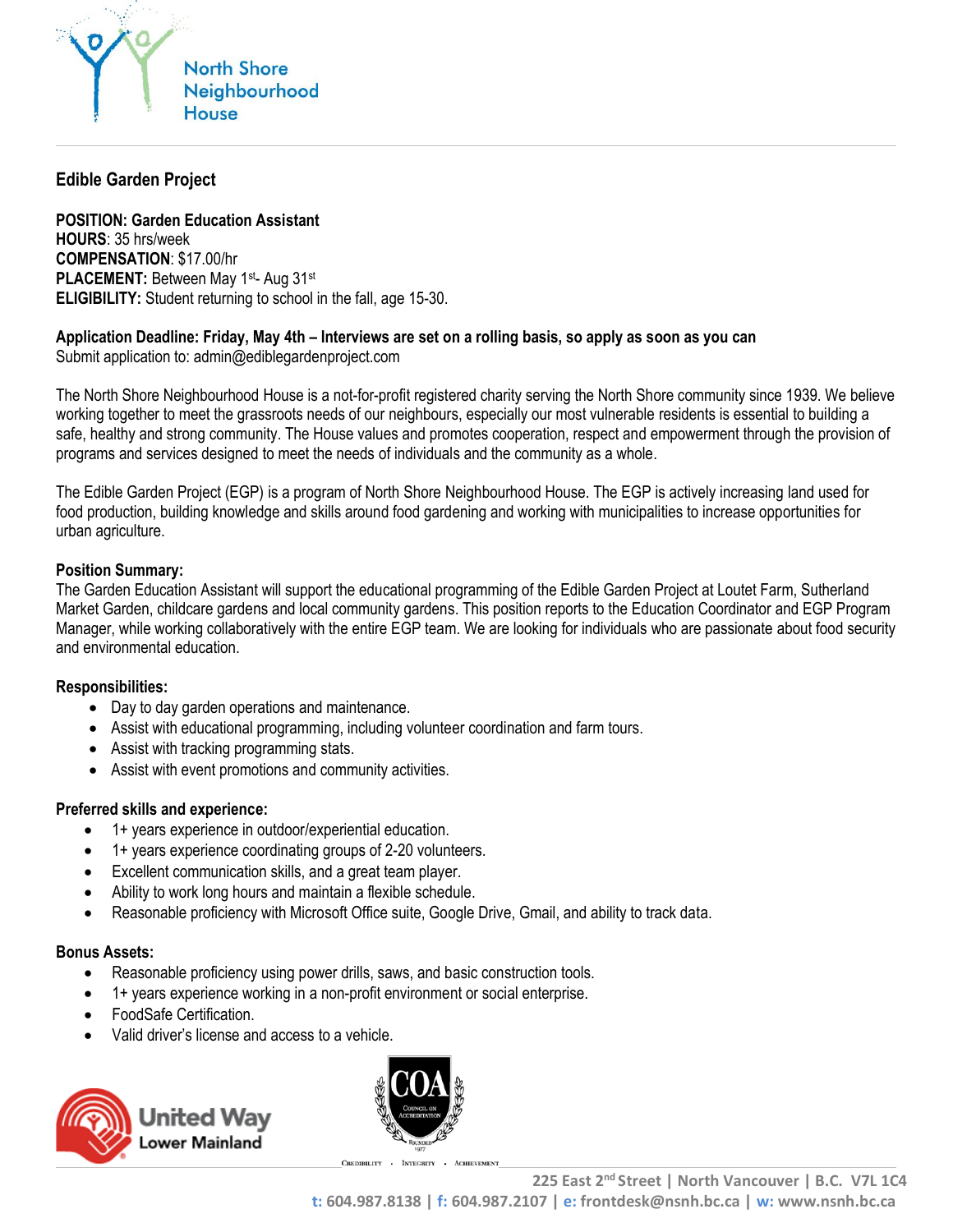North Shore Neighbourhood House

## Edible Garden Project

**POSITION: Garden Education Assistant**
**HOURS**: 35 hrs/week
**COMPENSATION**: $17.00/hr
**PLACEMENT:** Between May 1st- Aug 31st
**ELIGIBILITY:** Student returning to school in the fall, age 15-30.

**Application Deadline: Friday, May 4th – Interviews are set on a rolling basis, so apply as soon as you can**
Submit application to: admin@ediblegardenproject.com

The North Shore Neighbourhood House is a not-for-profit registered charity serving the North Shore community since 1939. We believe working together to meet the grassroots needs of our neighbours, especially our most vulnerable residents is essential to building a safe, healthy and strong community. The House values and promotes cooperation, respect and empowerment through the provision of programs and services designed to meet the needs of individuals and the community as a whole.

The Edible Garden Project (EGP) is a program of North Shore Neighbourhood House. The EGP is actively increasing land used for food production, building knowledge and skills around food gardening and working with municipalities to increase opportunities for urban agriculture.

**Position Summary:**
The Garden Education Assistant will support the educational programming of the Edible Garden Project at Loutet Farm, Sutherland Market Garden, childcare gardens and local community gardens. This position reports to the Education Coordinator and EGP Program Manager, while working collaboratively with the entire EGP team. We are looking for individuals who are passionate about food security and environmental education.

**Responsibilities:**

- Day to day garden operations and maintenance.
- Assist with educational programming, including volunteer coordination and farm tours.
- Assist with tracking programming stats.
- Assist with event promotions and community activities.

**Preferred skills and experience:**

- 1+ years experience in outdoor/experiential education.
- 1+ years experience coordinating groups of 2-20 volunteers.
- Excellent communication skills, and a great team player.
- Ability to work long hours and maintain a flexible schedule.
- Reasonable proficiency with Microsoft Office suite, Google Drive, Gmail, and ability to track data.

**Bonus Assets:**

- Reasonable proficiency using power drills, saws, and basic construction tools.
- 1+ years experience working in a non-profit environment or social enterprise.
- FoodSafe Certification.
- Valid driver's license and access to a vehicle.

United Way Lower Mainland

COA Council on Accreditation — Credibility · Integrity · Achievement

225 East 2nd Street | North Vancouver | B.C. V7L 1C4
**t:** 604.987.8138 | **f:** 604.987.2107 | **e:** frontdesk@nsnh.bc.ca | **w:** www.nsnh.bc.ca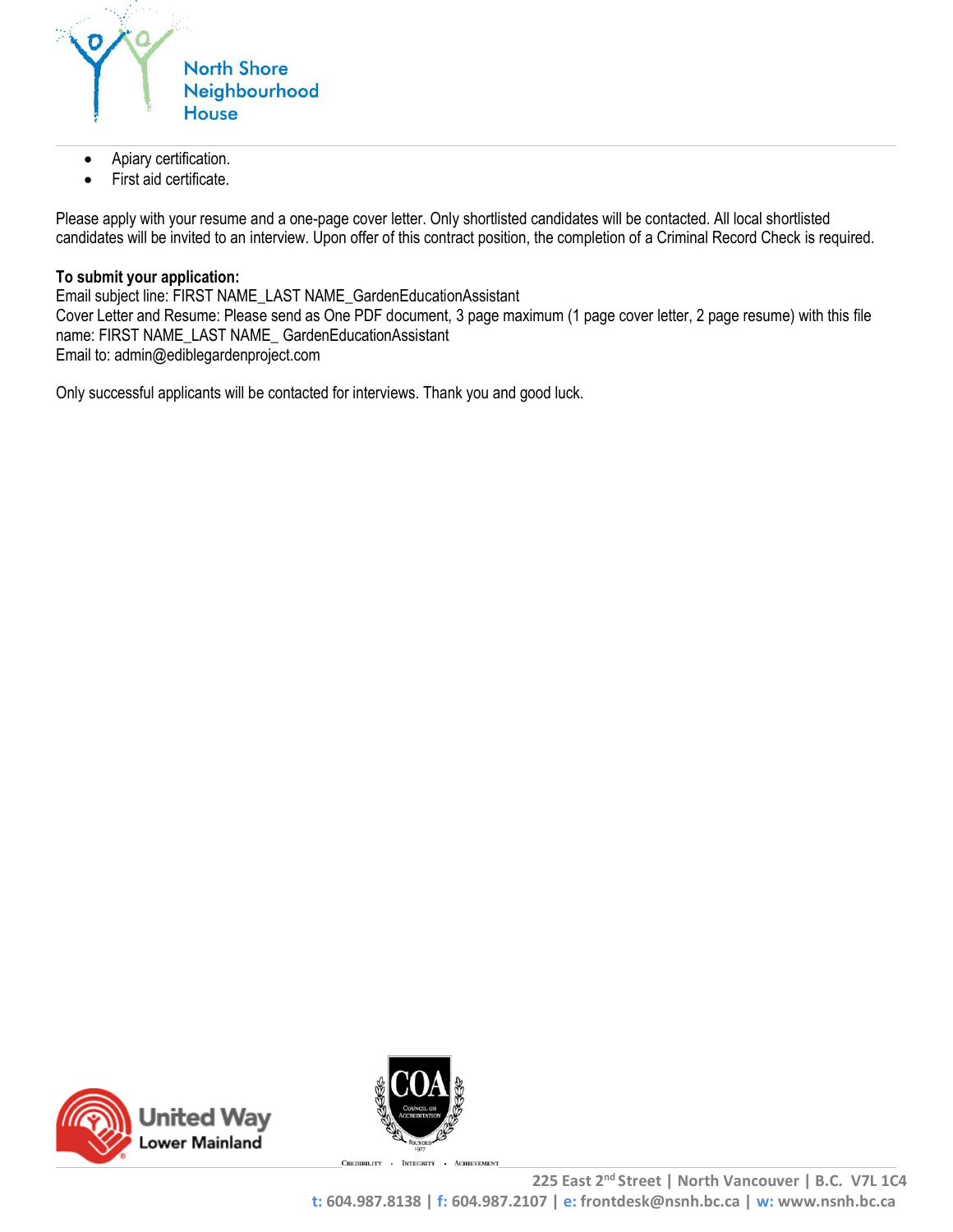- Apiary certification.
- First aid certificate.

Please apply with your resume and a one-page cover letter. Only shortlisted candidates will be contacted. All local shortlisted candidates will be invited to an interview. Upon offer of this contract position, the completion of a Criminal Record Check is required.

**To submit your application:**
Email subject line: FIRST NAME_LAST NAME_GardenEducationAssistant
Cover Letter and Resume: Please send as One PDF document, 3 page maximum (1 page cover letter, 2 page resume) with this file name: FIRST NAME_LAST NAME_ GardenEducationAssistant
Email to: admin@ediblegardenproject.com

Only successful applicants will be contacted for interviews. Thank you and good luck.